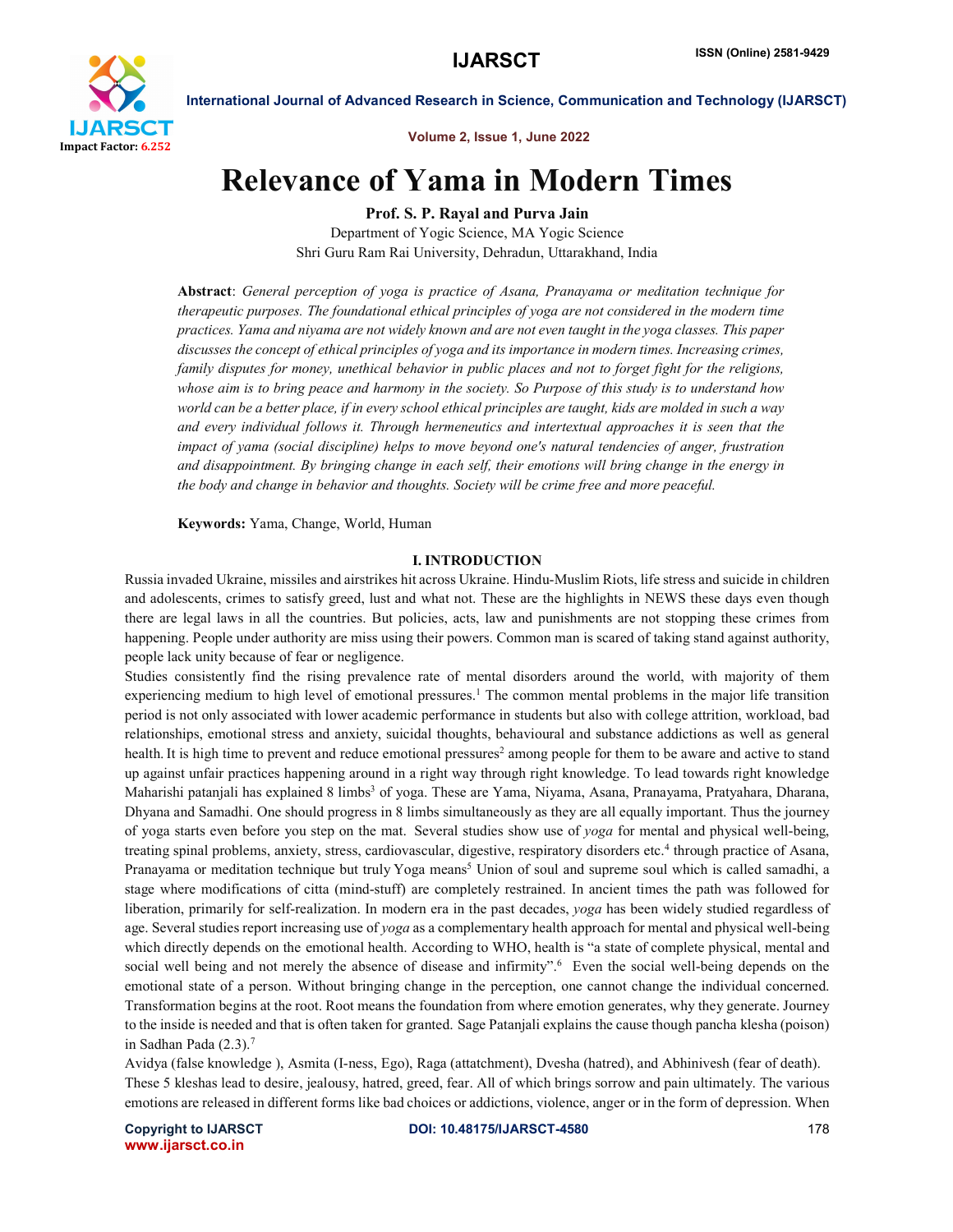# Relevance of Yama in Modern Times

**Prof. S. P. Rayal and Purva Jain**

Department of Yogic Science, MA Yogic Science
Shri Guru Ram Rai University, Dehradun, Uttarakhand, India

**Abstract**: *General perception of yoga is practice of Asana, Pranayama or meditation technique for therapeutic purposes. The foundational ethical principles of yoga are not considered in the modern time practices. Yama and niyama are not widely known and are not even taught in the yoga classes. This paper discusses the concept of ethical principles of yoga and its importance in modern times. Increasing crimes, family disputes for money, unethical behavior in public places and not to forget fight for the religions, whose aim is to bring peace and harmony in the society. So Purpose of this study is to understand how world can be a better place, if in every school ethical principles are taught, kids are molded in such a way and every individual follows it. Through hermeneutics and intertextual approaches it is seen that the impact of yama (social discipline) helps to move beyond one's natural tendencies of anger, frustration and disappointment. By bringing change in each self, their emotions will bring change in the energy in the body and change in behavior and thoughts. Society will be crime free and more peaceful.*

**Keywords:** Yama, Change, World, Human

## I. INTRODUCTION

Russia invaded Ukraine, missiles and airstrikes hit across Ukraine. Hindu-Muslim Riots, life stress and suicide in children and adolescents, crimes to satisfy greed, lust and what not. These are the highlights in NEWS these days even though there are legal laws in all the countries. But policies, acts, law and punishments are not stopping these crimes from happening. People under authority are miss using their powers. Common man is scared of taking stand against authority, people lack unity because of fear or negligence.

Studies consistently find the rising prevalence rate of mental disorders around the world, with majority of them experiencing medium to high level of emotional pressures.[1] The common mental problems in the major life transition period is not only associated with lower academic performance in students but also with college attrition, workload, bad relationships, emotional stress and anxiety, suicidal thoughts, behavioural and substance addictions as well as general health. It is high time to prevent and reduce emotional pressures[2] among people for them to be aware and active to stand up against unfair practices happening around in a right way through right knowledge. To lead towards right knowledge Maharishi patanjali has explained 8 limbs[3] of yoga. These are Yama, Niyama, Asana, Pranayama, Pratyahara, Dharana, Dhyana and Samadhi. One should progress in 8 limbs simultaneously as they are all equally important. Thus the journey of yoga starts even before you step on the mat. Several studies show use of *yoga* for mental and physical well-being, treating spinal problems, anxiety, stress, cardiovascular, digestive, respiratory disorders etc.[4] through practice of Asana, Pranayama or meditation technique but truly Yoga means[5] Union of soul and supreme soul which is called samadhi, a stage where modifications of citta (mind-stuff) are completely restrained. In ancient times the path was followed for liberation, primarily for self-realization. In modern era in the past decades, *yoga* has been widely studied regardless of age. Several studies report increasing use of *yoga* as a complementary health approach for mental and physical well-being which directly depends on the emotional health. According to WHO, health is "a state of complete physical, mental and social well being and not merely the absence of disease and infirmity".[6] Even the social well-being depends on the emotional state of a person. Without bringing change in the perception, one cannot change the individual concerned. Transformation begins at the root. Root means the foundation from where emotion generates, why they generate. Journey to the inside is needed and that is often taken for granted. Sage Patanjali explains the cause though pancha klesha (poison) in Sadhan Pada (2.3).[7]

Avidya (false knowledge ), Asmita (I-ness, Ego), Raga (attatchment), Dvesha (hatred), and Abhinivesh (fear of death). These 5 kleshas lead to desire, jealousy, hatred, greed, fear. All of which brings sorrow and pain ultimately. The various emotions are released in different forms like bad choices or addictions, violence, anger or in the form of depression. When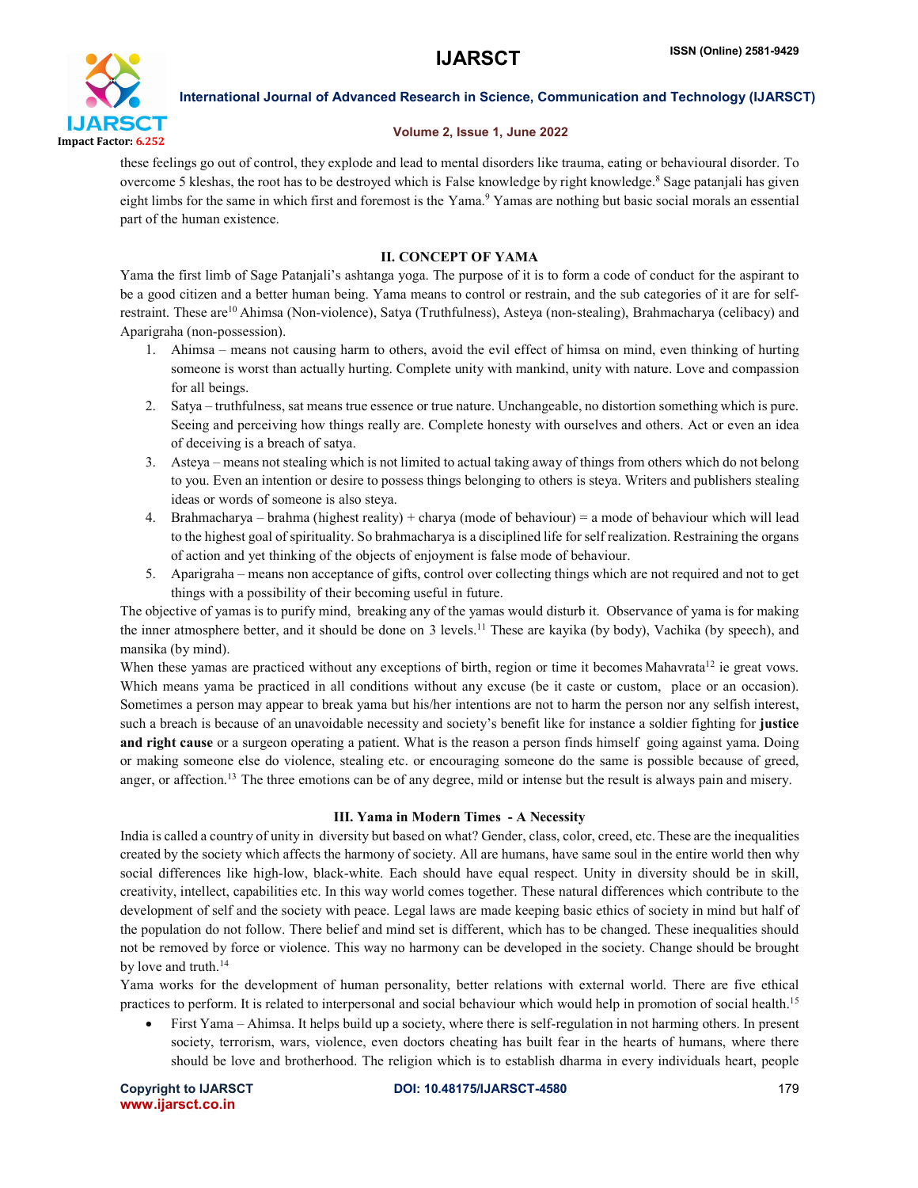these feelings go out of control, they explode and lead to mental disorders like trauma, eating or behavioural disorder. To overcome 5 kleshas, the root has to be destroyed which is False knowledge by right knowledge.[8] Sage patanjali has given eight limbs for the same in which first and foremost is the Yama.[9] Yamas are nothing but basic social morals an essential part of the human existence.

## II. CONCEPT OF YAMA

Yama the first limb of Sage Patanjali's ashtanga yoga. The purpose of it is to form a code of conduct for the aspirant to be a good citizen and a better human being. Yama means to control or restrain, and the sub categories of it are for self-restraint. These are[10] Ahimsa (Non-violence), Satya (Truthfulness), Asteya (non-stealing), Brahmacharya (celibacy) and Aparigraha (non-possession).

1. Ahimsa – means not causing harm to others, avoid the evil effect of himsa on mind, even thinking of hurting someone is worst than actually hurting. Complete unity with mankind, unity with nature. Love and compassion for all beings.
2. Satya – truthfulness, sat means true essence or true nature. Unchangeable, no distortion something which is pure. Seeing and perceiving how things really are. Complete honesty with ourselves and others. Act or even an idea of deceiving is a breach of satya.
3. Asteya – means not stealing which is not limited to actual taking away of things from others which do not belong to you. Even an intention or desire to possess things belonging to others is steya. Writers and publishers stealing ideas or words of someone is also steya.
4. Brahmacharya – brahma (highest reality) + charya (mode of behaviour) = a mode of behaviour which will lead to the highest goal of spirituality. So brahmacharya is a disciplined life for self realization. Restraining the organs of action and yet thinking of the objects of enjoyment is false mode of behaviour.
5. Aparigraha – means non acceptance of gifts, control over collecting things which are not required and not to get things with a possibility of their becoming useful in future.

The objective of yamas is to purify mind, breaking any of the yamas would disturb it. Observance of yama is for making the inner atmosphere better, and it should be done on 3 levels.[11] These are kayika (by body), Vachika (by speech), and mansika (by mind).

When these yamas are practiced without any exceptions of birth, region or time it becomes Mahavrata[12] ie great vows. Which means yama be practiced in all conditions without any excuse (be it caste or custom, place or an occasion). Sometimes a person may appear to break yama but his/her intentions are not to harm the person nor any selfish interest, such a breach is because of an unavoidable necessity and society's benefit like for instance a soldier fighting for **justice and right cause** or a surgeon operating a patient. What is the reason a person finds himself going against yama. Doing or making someone else do violence, stealing etc. or encouraging someone do the same is possible because of greed, anger, or affection.[13] The three emotions can be of any degree, mild or intense but the result is always pain and misery.

## III. Yama in Modern Times - A Necessity

India is called a country of unity in diversity but based on what? Gender, class, color, creed, etc. These are the inequalities created by the society which affects the harmony of society. All are humans, have same soul in the entire world then why social differences like high-low, black-white. Each should have equal respect. Unity in diversity should be in skill, creativity, intellect, capabilities etc. In this way world comes together. These natural differences which contribute to the development of self and the society with peace. Legal laws are made keeping basic ethics of society in mind but half of the population do not follow. There belief and mind set is different, which has to be changed. These inequalities should not be removed by force or violence. This way no harmony can be developed in the society. Change should be brought by love and truth.[14]

Yama works for the development of human personality, better relations with external world. There are five ethical practices to perform. It is related to interpersonal and social behaviour which would help in promotion of social health.[15]

- First Yama – Ahimsa. It helps build up a society, where there is self-regulation in not harming others. In present society, terrorism, wars, violence, even doctors cheating has built fear in the hearts of humans, where there should be love and brotherhood. The religion which is to establish dharma in every individuals heart, people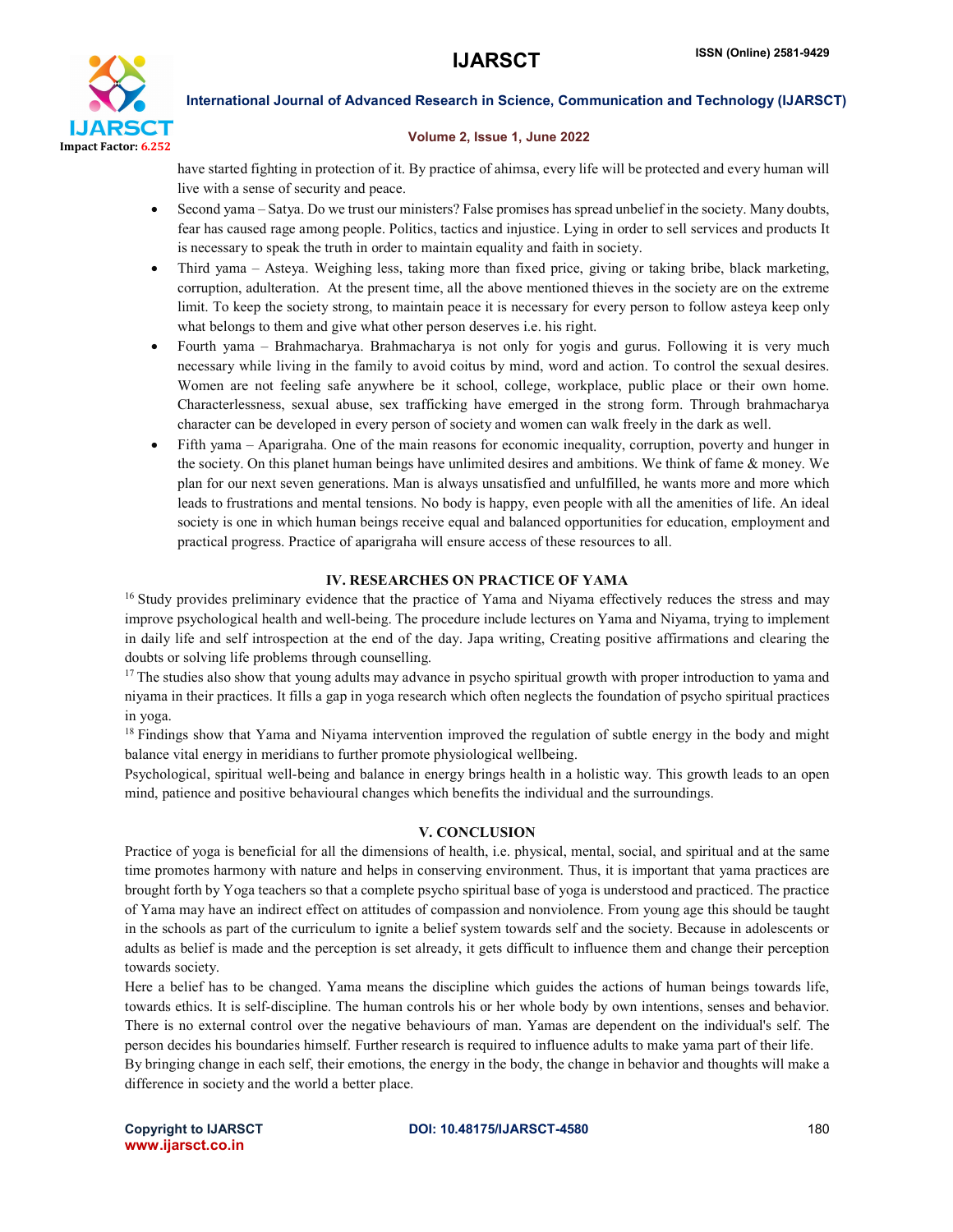have started fighting in protection of it. By practice of ahimsa, every life will be protected and every human will live with a sense of security and peace.

- Second yama – Satya. Do we trust our ministers? False promises has spread unbelief in the society. Many doubts, fear has caused rage among people. Politics, tactics and injustice. Lying in order to sell services and products It is necessary to speak the truth in order to maintain equality and faith in society.
- Third yama – Asteya. Weighing less, taking more than fixed price, giving or taking bribe, black marketing, corruption, adulteration. At the present time, all the above mentioned thieves in the society are on the extreme limit. To keep the society strong, to maintain peace it is necessary for every person to follow asteya keep only what belongs to them and give what other person deserves i.e. his right.
- Fourth yama – Brahmacharya. Brahmacharya is not only for yogis and gurus. Following it is very much necessary while living in the family to avoid coitus by mind, word and action. To control the sexual desires. Women are not feeling safe anywhere be it school, college, workplace, public place or their own home. Characterlessness, sexual abuse, sex trafficking have emerged in the strong form. Through brahmacharya character can be developed in every person of society and women can walk freely in the dark as well.
- Fifth yama – Aparigraha. One of the main reasons for economic inequality, corruption, poverty and hunger in the society. On this planet human beings have unlimited desires and ambitions. We think of fame & money. We plan for our next seven generations. Man is always unsatisfied and unfulfilled, he wants more and more which leads to frustrations and mental tensions. No body is happy, even people with all the amenities of life. An ideal society is one in which human beings receive equal and balanced opportunities for education, employment and practical progress. Practice of aparigraha will ensure access of these resources to all.

## IV. RESEARCHES ON PRACTICE OF YAMA

[16] Study provides preliminary evidence that the practice of Yama and Niyama effectively reduces the stress and may improve psychological health and well-being. The procedure include lectures on Yama and Niyama, trying to implement in daily life and self introspection at the end of the day. Japa writing, Creating positive affirmations and clearing the doubts or solving life problems through counselling.

[17] The studies also show that young adults may advance in psycho spiritual growth with proper introduction to yama and niyama in their practices. It fills a gap in yoga research which often neglects the foundation of psycho spiritual practices in yoga.

[18] Findings show that Yama and Niyama intervention improved the regulation of subtle energy in the body and might balance vital energy in meridians to further promote physiological wellbeing.

Psychological, spiritual well-being and balance in energy brings health in a holistic way. This growth leads to an open mind, patience and positive behavioural changes which benefits the individual and the surroundings.

## V. CONCLUSION

Practice of yoga is beneficial for all the dimensions of health, i.e. physical, mental, social, and spiritual and at the same time promotes harmony with nature and helps in conserving environment. Thus, it is important that yama practices are brought forth by Yoga teachers so that a complete psycho spiritual base of yoga is understood and practiced. The practice of Yama may have an indirect effect on attitudes of compassion and nonviolence. From young age this should be taught in the schools as part of the curriculum to ignite a belief system towards self and the society. Because in adolescents or adults as belief is made and the perception is set already, it gets difficult to influence them and change their perception towards society.

Here a belief has to be changed. Yama means the discipline which guides the actions of human beings towards life, towards ethics. It is self-discipline. The human controls his or her whole body by own intentions, senses and behavior. There is no external control over the negative behaviours of man. Yamas are dependent on the individual's self. The person decides his boundaries himself. Further research is required to influence adults to make yama part of their life.

By bringing change in each self, their emotions, the energy in the body, the change in behavior and thoughts will make a difference in society and the world a better place.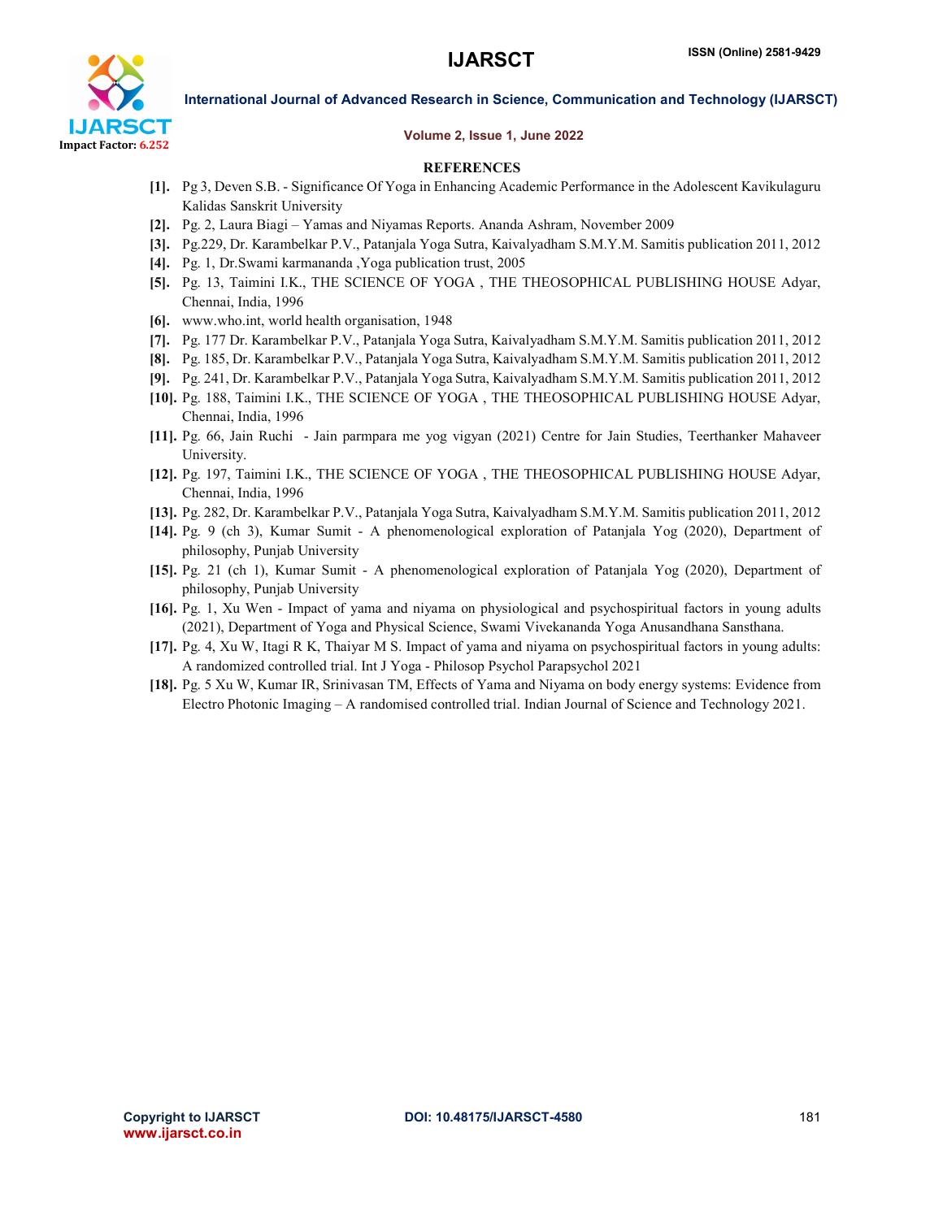## REFERENCES

[1]. Pg 3, Deven S.B. - Significance Of Yoga in Enhancing Academic Performance in the Adolescent Kavikulaguru Kalidas Sanskrit University

[2]. Pg. 2, Laura Biagi – Yamas and Niyamas Reports. Ananda Ashram, November 2009

[3]. Pg.229, Dr. Karambelkar P.V., Patanjala Yoga Sutra, Kaivalyadham S.M.Y.M. Samitis publication 2011, 2012

[4]. Pg. 1, Dr.Swami karmananda ,Yoga publication trust, 2005

[5]. Pg. 13, Taimini I.K., THE SCIENCE OF YOGA , THE THEOSOPHICAL PUBLISHING HOUSE Adyar, Chennai, India, 1996

[6]. www.who.int, world health organisation, 1948

[7]. Pg. 177 Dr. Karambelkar P.V., Patanjala Yoga Sutra, Kaivalyadham S.M.Y.M. Samitis publication 2011, 2012

[8]. Pg. 185, Dr. Karambelkar P.V., Patanjala Yoga Sutra, Kaivalyadham S.M.Y.M. Samitis publication 2011, 2012

[9]. Pg. 241, Dr. Karambelkar P.V., Patanjala Yoga Sutra, Kaivalyadham S.M.Y.M. Samitis publication 2011, 2012

[10]. Pg. 188, Taimini I.K., THE SCIENCE OF YOGA , THE THEOSOPHICAL PUBLISHING HOUSE Adyar, Chennai, India, 1996

[11]. Pg. 66, Jain Ruchi - Jain parmpara me yog vigyan (2021) Centre for Jain Studies, Teerthanker Mahaveer University.

[12]. Pg. 197, Taimini I.K., THE SCIENCE OF YOGA , THE THEOSOPHICAL PUBLISHING HOUSE Adyar, Chennai, India, 1996

[13]. Pg. 282, Dr. Karambelkar P.V., Patanjala Yoga Sutra, Kaivalyadham S.M.Y.M. Samitis publication 2011, 2012

[14]. Pg. 9 (ch 3), Kumar Sumit - A phenomenological exploration of Patanjala Yog (2020), Department of philosophy, Punjab University

[15]. Pg. 21 (ch 1), Kumar Sumit - A phenomenological exploration of Patanjala Yog (2020), Department of philosophy, Punjab University

[16]. Pg. 1, Xu Wen - Impact of yama and niyama on physiological and psychospiritual factors in young adults (2021), Department of Yoga and Physical Science, Swami Vivekananda Yoga Anusandhana Sansthana.

[17]. Pg. 4, Xu W, Itagi R K, Thaiyar M S. Impact of yama and niyama on psychospiritual factors in young adults: A randomized controlled trial. Int J Yoga - Philosop Psychol Parapsychol 2021

[18]. Pg. 5 Xu W, Kumar IR, Srinivasan TM, Effects of Yama and Niyama on body energy systems: Evidence from Electro Photonic Imaging – A randomised controlled trial. Indian Journal of Science and Technology 2021.